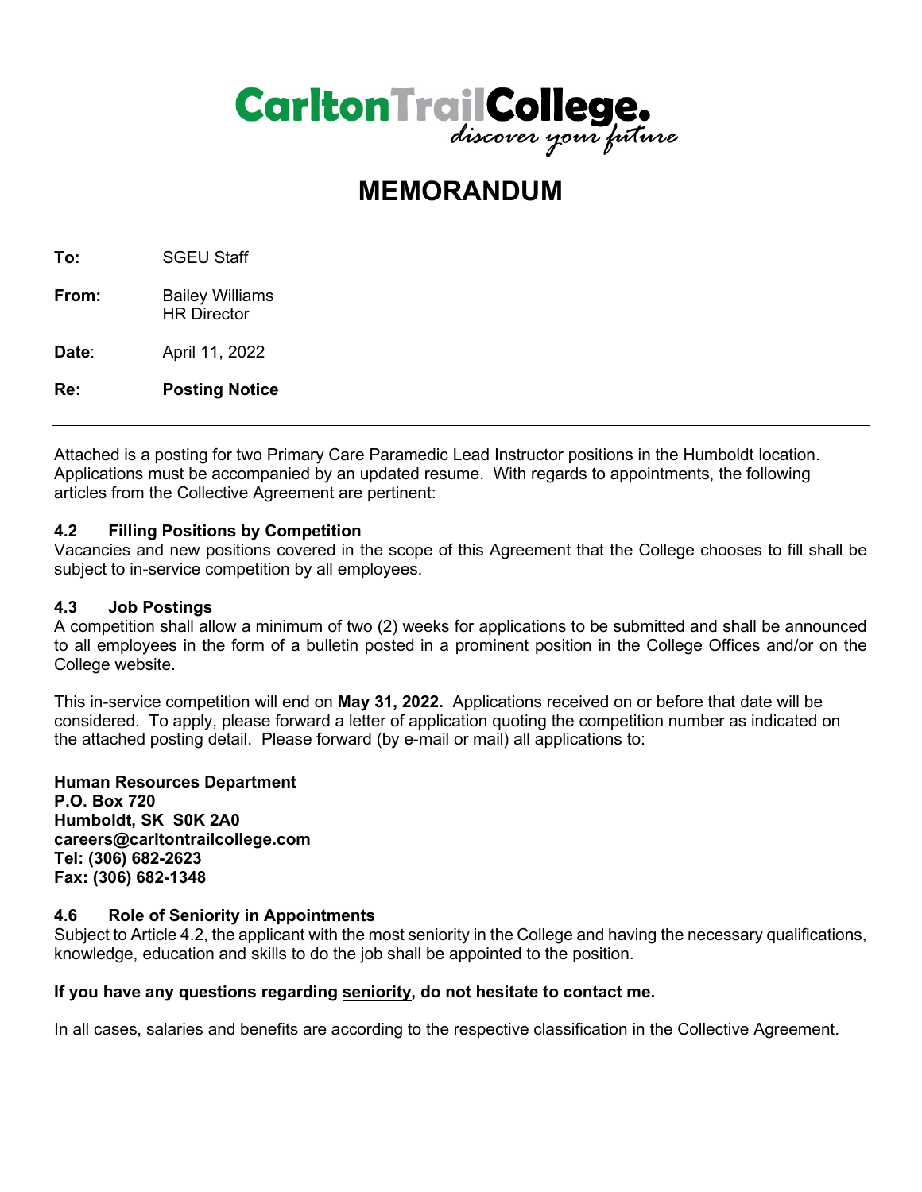Carlton Trail College. *discover your future*

# MEMORANDUM

---

**To:** SGEU Staff

**From:** Bailey Williams
HR Director

**Date**: April 11, 2022

**Re:** **Posting Notice**

---

Attached is a posting for two Primary Care Paramedic Lead Instructor positions in the Humboldt location. Applications must be accompanied by an updated resume. With regards to appointments, the following articles from the Collective Agreement are pertinent:

**4.2 Filling Positions by Competition**
Vacancies and new positions covered in the scope of this Agreement that the College chooses to fill shall be subject to in-service competition by all employees.

**4.3 Job Postings**
A competition shall allow a minimum of two (2) weeks for applications to be submitted and shall be announced to all employees in the form of a bulletin posted in a prominent position in the College Offices and/or on the College website.

This in-service competition will end on **May 31, 2022.** Applications received on or before that date will be considered. To apply, please forward a letter of application quoting the competition number as indicated on the attached posting detail. Please forward (by e-mail or mail) all applications to:

**Human Resources Department**
**P.O. Box 720**
**Humboldt, SK S0K 2A0**
**careers@carltontrailcollege.com**
**Tel: (306) 682-2623**
**Fax: (306) 682-1348**

**4.6 Role of Seniority in Appointments**
Subject to Article 4.2, the applicant with the most seniority in the College and having the necessary qualifications, knowledge, education and skills to do the job shall be appointed to the position.

**If you have any questions regarding <u>seniority</u>, do not hesitate to contact me.**

In all cases, salaries and benefits are according to the respective classification in the Collective Agreement.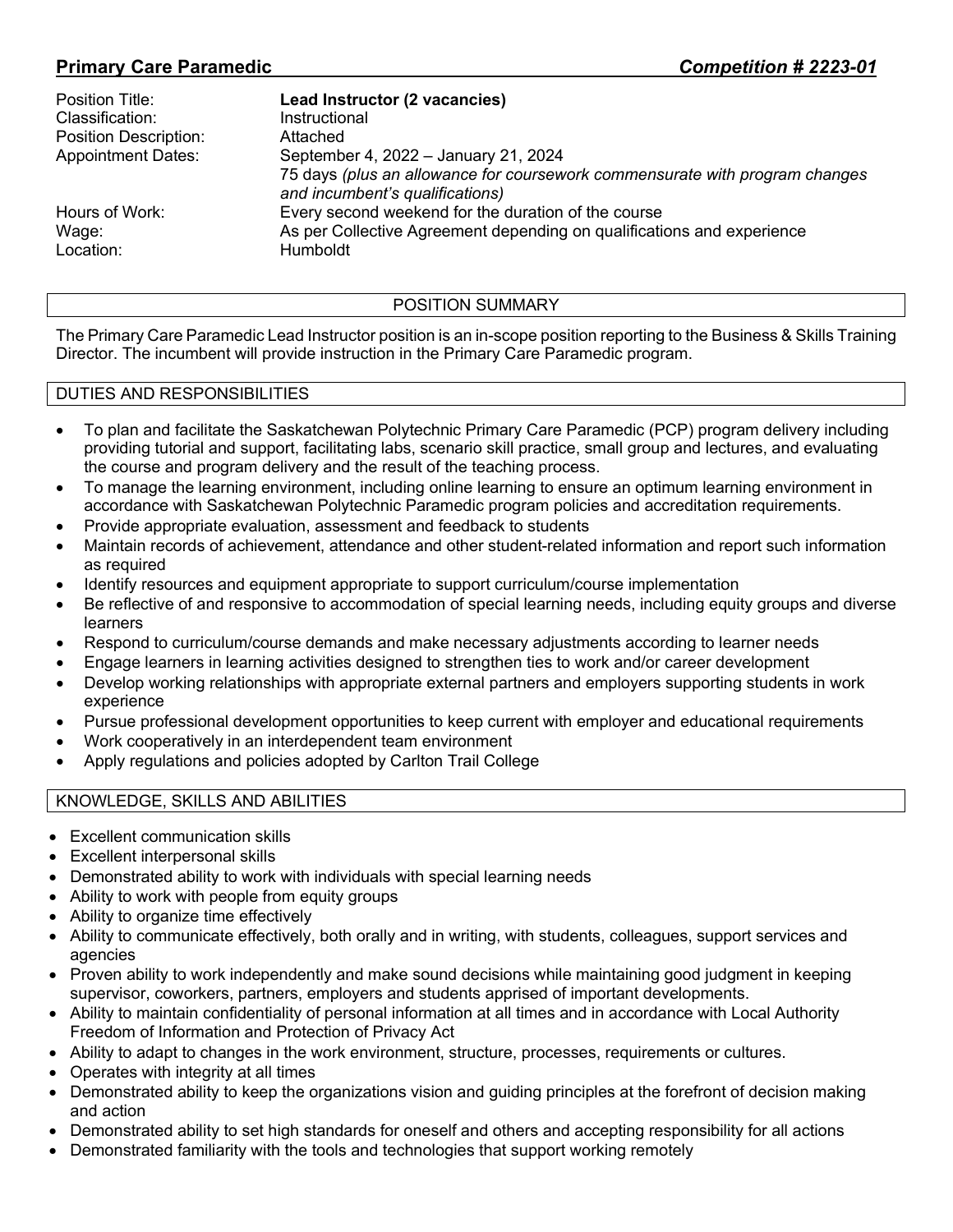## Primary Care Paramedic *Competition # 2223-01*

| | |
|---|---|
| Position Title: | **Lead Instructor (2 vacancies)** |
| Classification: | Instructional |
| Position Description: | Attached |
| Appointment Dates: | September 4, 2022 – January 21, 2024<br>75 days *(plus an allowance for coursework commensurate with program changes and incumbent's qualifications)* |
| Hours of Work: | Every second weekend for the duration of the course |
| Wage: | As per Collective Agreement depending on qualifications and experience |
| Location: | Humboldt |

### POSITION SUMMARY

The Primary Care Paramedic Lead Instructor position is an in-scope position reporting to the Business & Skills Training Director. The incumbent will provide instruction in the Primary Care Paramedic program.

### DUTIES AND RESPONSIBILITIES

- To plan and facilitate the Saskatchewan Polytechnic Primary Care Paramedic (PCP) program delivery including providing tutorial and support, facilitating labs, scenario skill practice, small group and lectures, and evaluating the course and program delivery and the result of the teaching process.
- To manage the learning environment, including online learning to ensure an optimum learning environment in accordance with Saskatchewan Polytechnic Paramedic program policies and accreditation requirements.
- Provide appropriate evaluation, assessment and feedback to students
- Maintain records of achievement, attendance and other student-related information and report such information as required
- Identify resources and equipment appropriate to support curriculum/course implementation
- Be reflective of and responsive to accommodation of special learning needs, including equity groups and diverse learners
- Respond to curriculum/course demands and make necessary adjustments according to learner needs
- Engage learners in learning activities designed to strengthen ties to work and/or career development
- Develop working relationships with appropriate external partners and employers supporting students in work experience
- Pursue professional development opportunities to keep current with employer and educational requirements
- Work cooperatively in an interdependent team environment
- Apply regulations and policies adopted by Carlton Trail College

### KNOWLEDGE, SKILLS AND ABILITIES

- Excellent communication skills
- Excellent interpersonal skills
- Demonstrated ability to work with individuals with special learning needs
- Ability to work with people from equity groups
- Ability to organize time effectively
- Ability to communicate effectively, both orally and in writing, with students, colleagues, support services and agencies
- Proven ability to work independently and make sound decisions while maintaining good judgment in keeping supervisor, coworkers, partners, employers and students apprised of important developments.
- Ability to maintain confidentiality of personal information at all times and in accordance with Local Authority Freedom of Information and Protection of Privacy Act
- Ability to adapt to changes in the work environment, structure, processes, requirements or cultures.
- Operates with integrity at all times
- Demonstrated ability to keep the organizations vision and guiding principles at the forefront of decision making and action
- Demonstrated ability to set high standards for oneself and others and accepting responsibility for all actions
- Demonstrated familiarity with the tools and technologies that support working remotely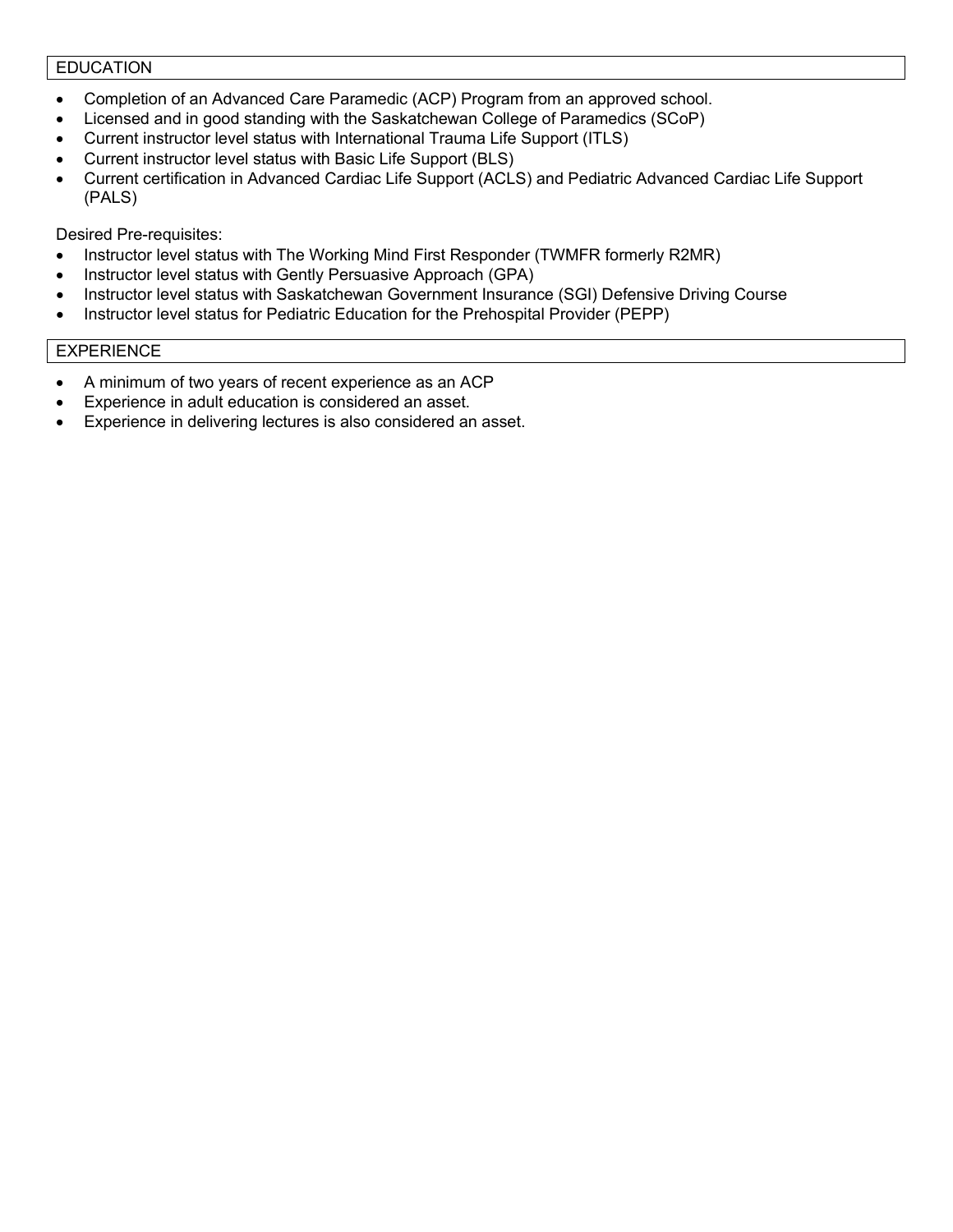## EDUCATION

- Completion of an Advanced Care Paramedic (ACP) Program from an approved school.
- Licensed and in good standing with the Saskatchewan College of Paramedics (SCoP)
- Current instructor level status with International Trauma Life Support (ITLS)
- Current instructor level status with Basic Life Support (BLS)
- Current certification in Advanced Cardiac Life Support (ACLS) and Pediatric Advanced Cardiac Life Support (PALS)

Desired Pre-requisites:

- Instructor level status with The Working Mind First Responder (TWMFR formerly R2MR)
- Instructor level status with Gently Persuasive Approach (GPA)
- Instructor level status with Saskatchewan Government Insurance (SGI) Defensive Driving Course
- Instructor level status for Pediatric Education for the Prehospital Provider (PEPP)

## EXPERIENCE

- A minimum of two years of recent experience as an ACP
- Experience in adult education is considered an asset.
- Experience in delivering lectures is also considered an asset.